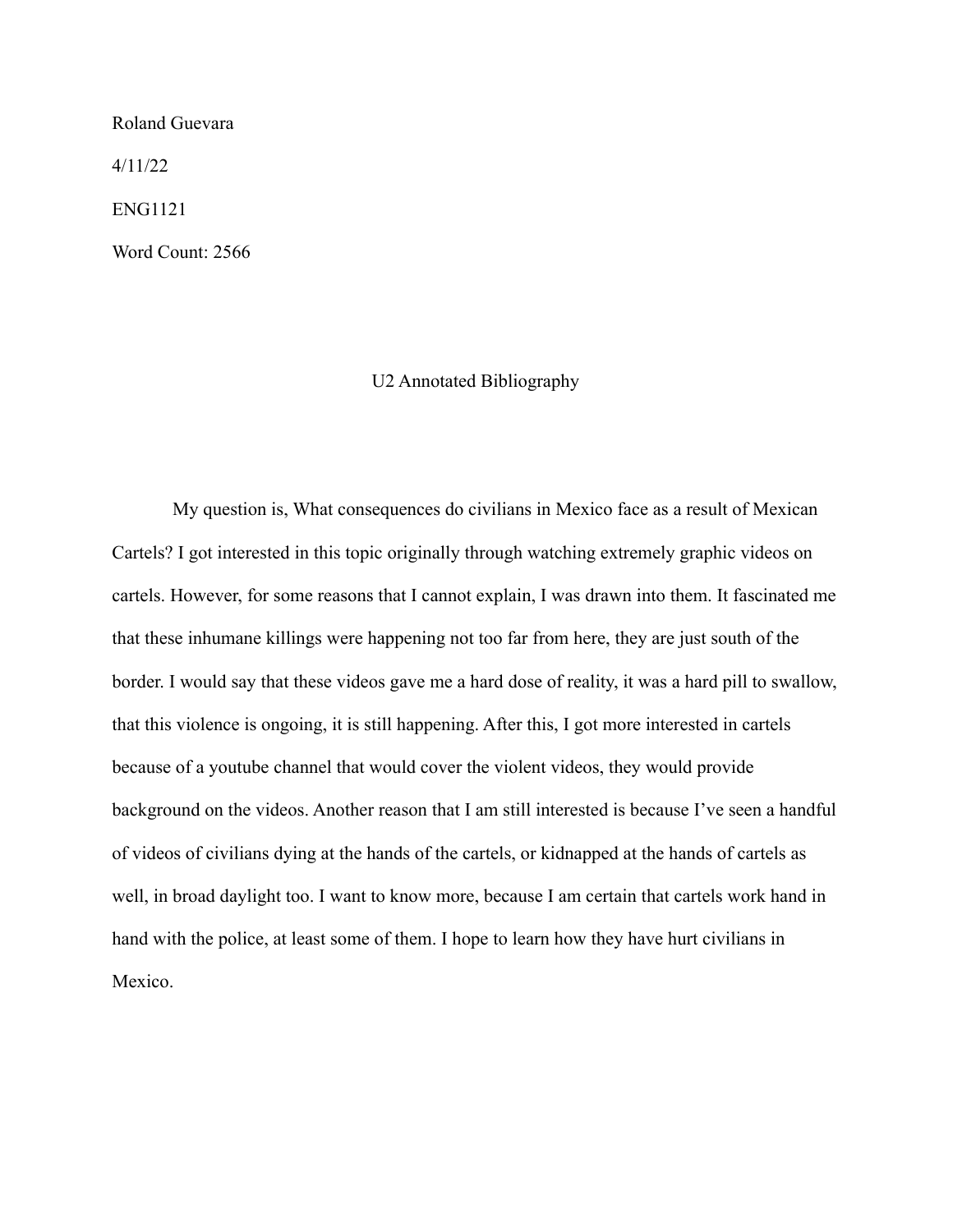Roland Guevara

4/11/22

ENG1121

Word Count: 2566

# U2 Annotated Bibliography

My question is, What consequences do civilians in Mexico face as a result of Mexican Cartels? I got interested in this topic originally through watching extremely graphic videos on cartels. However, for some reasons that I cannot explain, I was drawn into them. It fascinated me that these inhumane killings were happening not too far from here, they are just south of the border. I would say that these videos gave me a hard dose of reality, it was a hard pill to swallow, that this violence is ongoing, it is still happening. After this, I got more interested in cartels because of a youtube channel that would cover the violent videos, they would provide background on the videos. Another reason that I am still interested is because I've seen a handful of videos of civilians dying at the hands of the cartels, or kidnapped at the hands of cartels as well, in broad daylight too. I want to know more, because I am certain that cartels work hand in hand with the police, at least some of them. I hope to learn how they have hurt civilians in Mexico.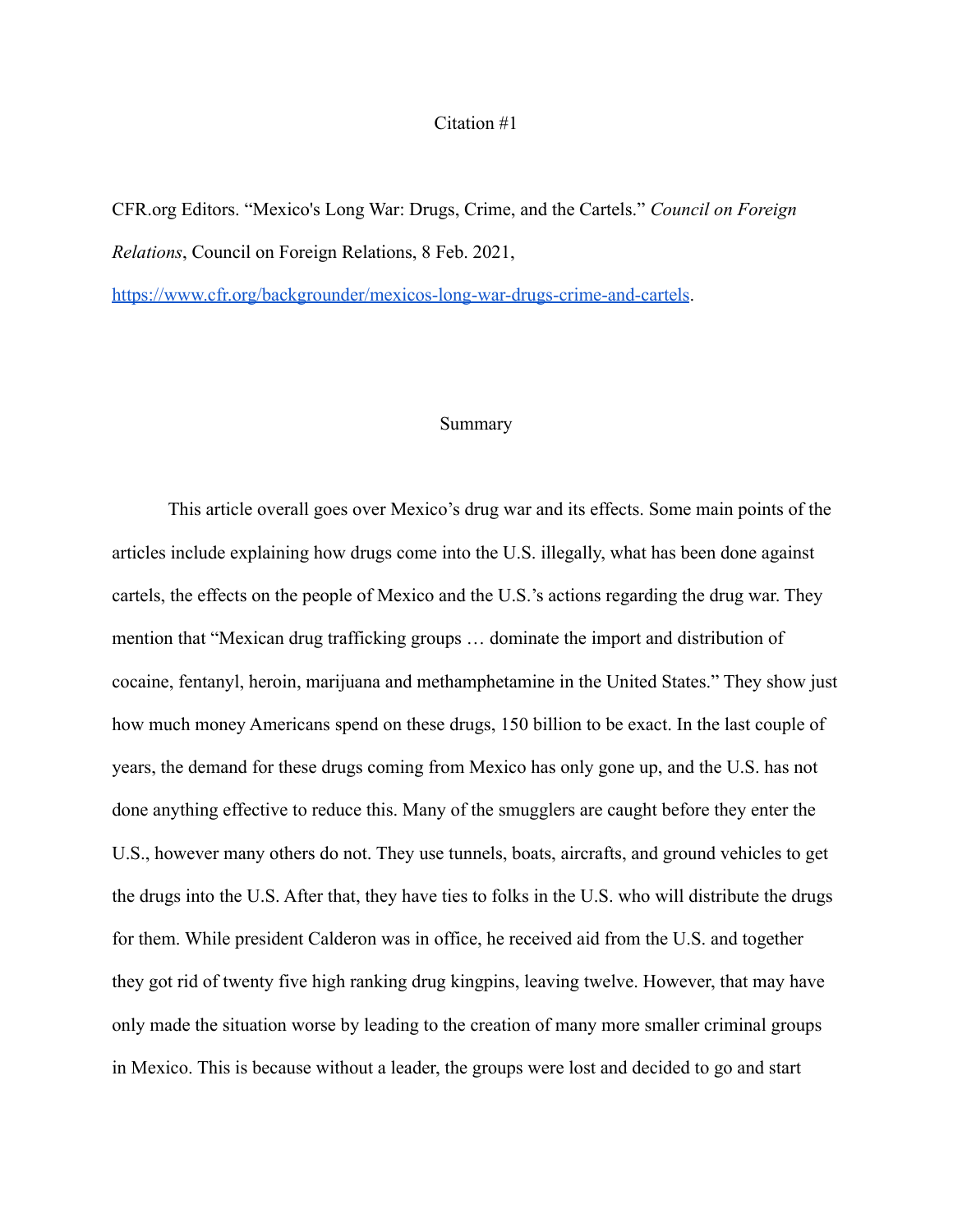Citation #1

CFR.org Editors. "Mexico's Long War: Drugs, Crime, and the Cartels." *Council on Foreign Relations*, Council on Foreign Relations, 8 Feb. 2021, https://www.cfr.org/backgrounder/mexicos-long-war-drugs-crime-and-cartels.

Summary

This article overall goes over Mexico's drug war and its effects. Some main points of the articles include explaining how drugs come into the U.S. illegally, what has been done against cartels, the effects on the people of Mexico and the U.S.'s actions regarding the drug war. They mention that "Mexican drug trafficking groups … dominate the import and distribution of cocaine, fentanyl, heroin, marijuana and methamphetamine in the United States." They show just how much money Americans spend on these drugs, 150 billion to be exact. In the last couple of years, the demand for these drugs coming from Mexico has only gone up, and the U.S. has not done anything effective to reduce this. Many of the smugglers are caught before they enter the U.S., however many others do not. They use tunnels, boats, aircrafts, and ground vehicles to get the drugs into the U.S. After that, they have ties to folks in the U.S. who will distribute the drugs for them. While president Calderon was in office, he received aid from the U.S. and together they got rid of twenty five high ranking drug kingpins, leaving twelve. However, that may have only made the situation worse by leading to the creation of many more smaller criminal groups in Mexico. This is because without a leader, the groups were lost and decided to go and start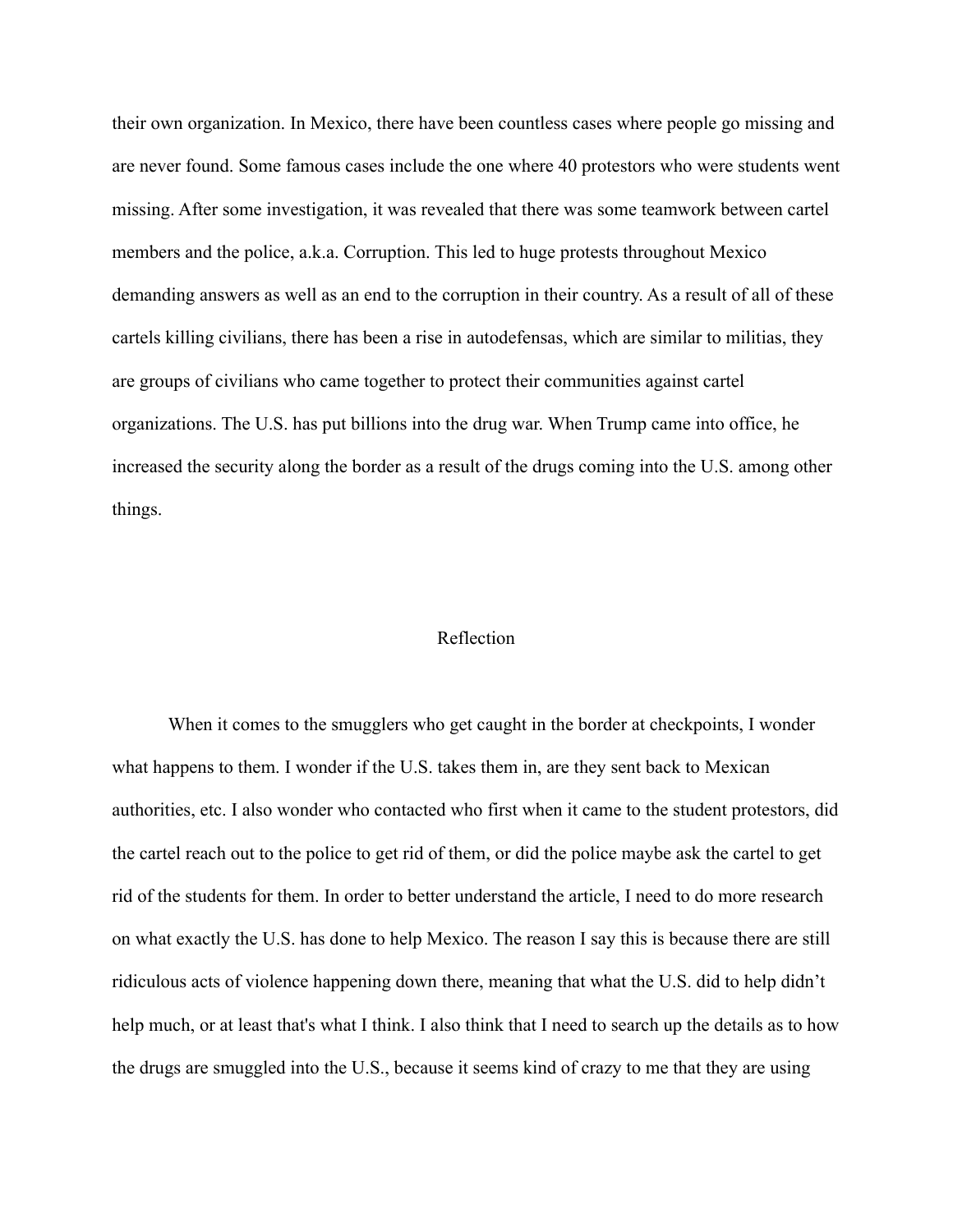their own organization. In Mexico, there have been countless cases where people go missing and are never found. Some famous cases include the one where 40 protestors who were students went missing. After some investigation, it was revealed that there was some teamwork between cartel members and the police, a.k.a. Corruption. This led to huge protests throughout Mexico demanding answers as well as an end to the corruption in their country. As a result of all of these cartels killing civilians, there has been a rise in autodefensas, which are similar to militias, they are groups of civilians who came together to protect their communities against cartel organizations. The U.S. has put billions into the drug war. When Trump came into office, he increased the security along the border as a result of the drugs coming into the U.S. among other things.

## Reflection

When it comes to the smugglers who get caught in the border at checkpoints, I wonder what happens to them. I wonder if the U.S. takes them in, are they sent back to Mexican authorities, etc. I also wonder who contacted who first when it came to the student protestors, did the cartel reach out to the police to get rid of them, or did the police maybe ask the cartel to get rid of the students for them. In order to better understand the article, I need to do more research on what exactly the U.S. has done to help Mexico. The reason I say this is because there are still ridiculous acts of violence happening down there, meaning that what the U.S. did to help didn't help much, or at least that's what I think. I also think that I need to search up the details as to how the drugs are smuggled into the U.S., because it seems kind of crazy to me that they are using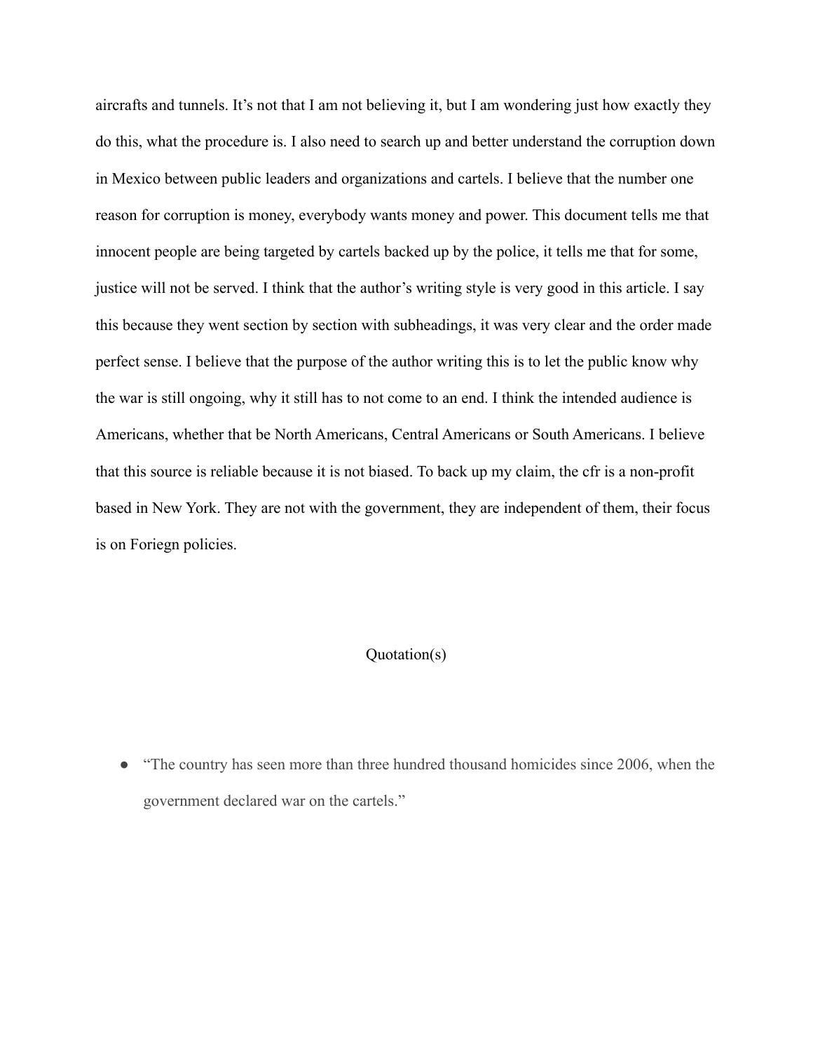aircrafts and tunnels. It's not that I am not believing it, but I am wondering just how exactly they do this, what the procedure is. I also need to search up and better understand the corruption down in Mexico between public leaders and organizations and cartels. I believe that the number one reason for corruption is money, everybody wants money and power. This document tells me that innocent people are being targeted by cartels backed up by the police, it tells me that for some, justice will not be served. I think that the author's writing style is very good in this article. I say this because they went section by section with subheadings, it was very clear and the order made perfect sense. I believe that the purpose of the author writing this is to let the public know why the war is still ongoing, why it still has to not come to an end. I think the intended audience is Americans, whether that be North Americans, Central Americans or South Americans. I believe that this source is reliable because it is not biased. To back up my claim, the cfr is a non-profit based in New York. They are not with the government, they are independent of them, their focus is on Foriegn policies.

## Quotation(s)

- "The country has seen more than three hundred thousand homicides since 2006, when the government declared war on the cartels."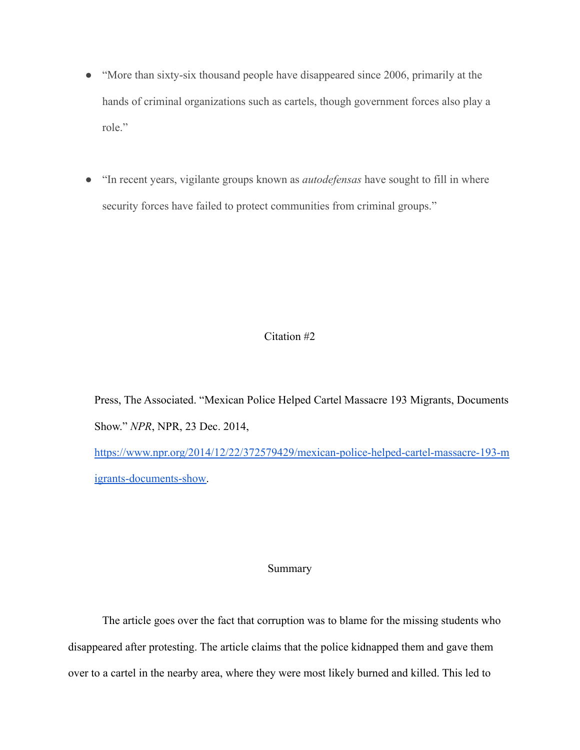- "More than sixty-six thousand people have disappeared since 2006, primarily at the hands of criminal organizations such as cartels, though government forces also play a role."

- "In recent years, vigilante groups known as *autodefensas* have sought to fill in where security forces have failed to protect communities from criminal groups."

Citation #2

Press, The Associated. "Mexican Police Helped Cartel Massacre 193 Migrants, Documents Show." *NPR*, NPR, 23 Dec. 2014, [https://www.npr.org/2014/12/22/372579429/mexican-police-helped-cartel-massacre-193-migrants-documents-show](https://www.npr.org/2014/12/22/372579429/mexican-police-helped-cartel-massacre-193-migrants-documents-show).

Summary

The article goes over the fact that corruption was to blame for the missing students who disappeared after protesting. The article claims that the police kidnapped them and gave them over to a cartel in the nearby area, where they were most likely burned and killed. This led to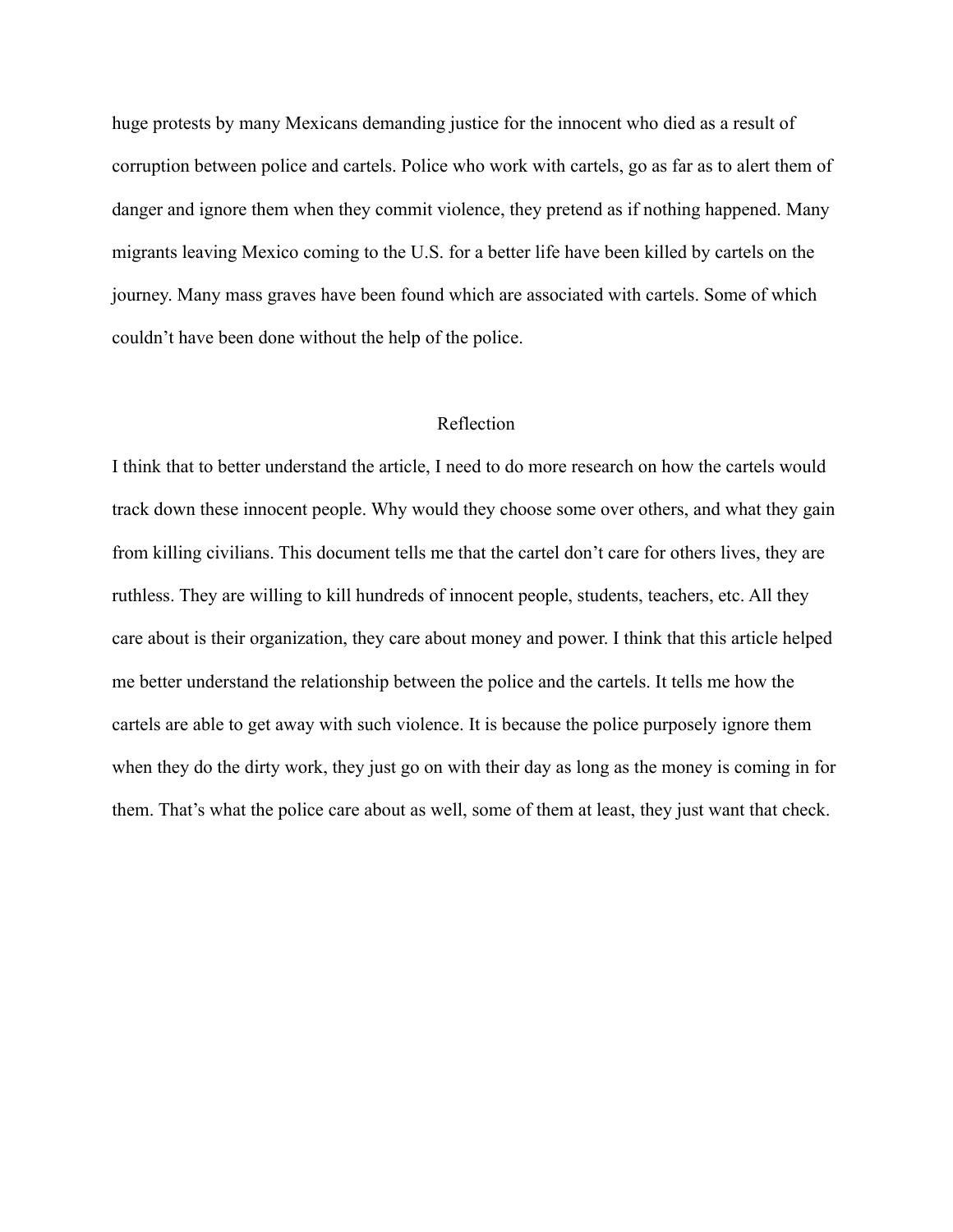huge protests by many Mexicans demanding justice for the innocent who died as a result of corruption between police and cartels. Police who work with cartels, go as far as to alert them of danger and ignore them when they commit violence, they pretend as if nothing happened. Many migrants leaving Mexico coming to the U.S. for a better life have been killed by cartels on the journey. Many mass graves have been found which are associated with cartels. Some of which couldn't have been done without the help of the police.

## Reflection

I think that to better understand the article, I need to do more research on how the cartels would track down these innocent people. Why would they choose some over others, and what they gain from killing civilians. This document tells me that the cartel don't care for others lives, they are ruthless. They are willing to kill hundreds of innocent people, students, teachers, etc. All they care about is their organization, they care about money and power. I think that this article helped me better understand the relationship between the police and the cartels. It tells me how the cartels are able to get away with such violence. It is because the police purposely ignore them when they do the dirty work, they just go on with their day as long as the money is coming in for them. That's what the police care about as well, some of them at least, they just want that check.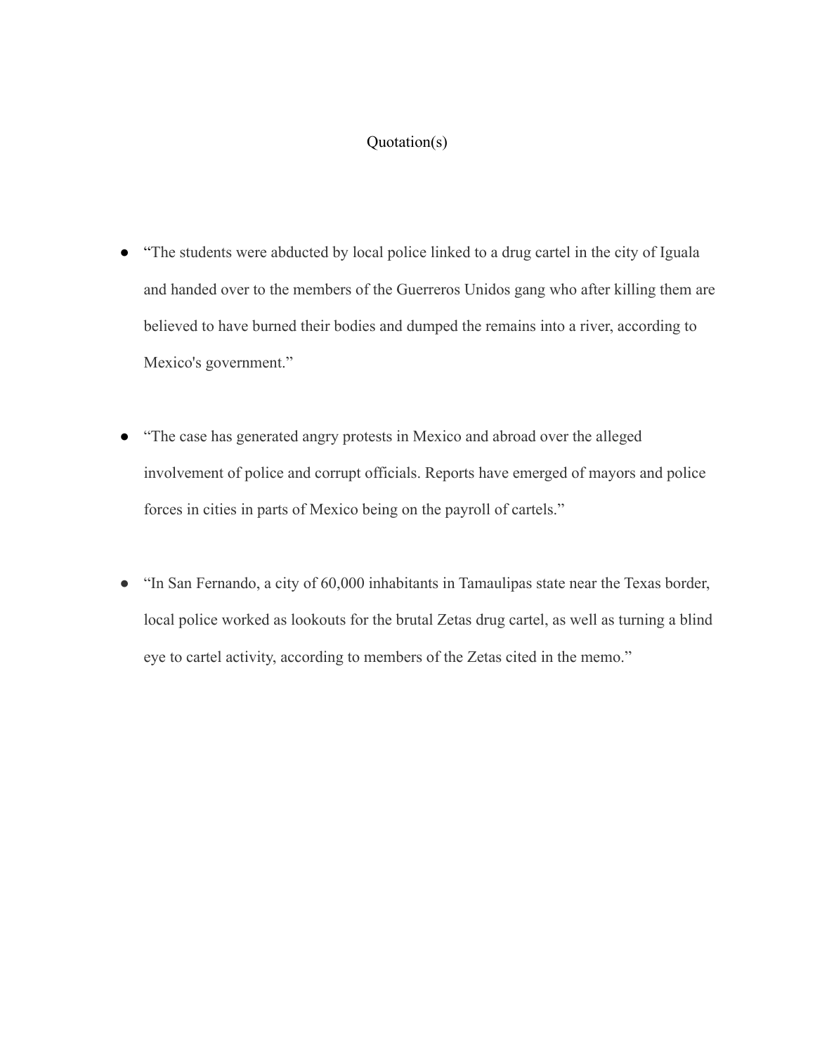Quotation(s)

- "The students were abducted by local police linked to a drug cartel in the city of Iguala and handed over to the members of the Guerreros Unidos gang who after killing them are believed to have burned their bodies and dumped the remains into a river, according to Mexico's government."

- "The case has generated angry protests in Mexico and abroad over the alleged involvement of police and corrupt officials. Reports have emerged of mayors and police forces in cities in parts of Mexico being on the payroll of cartels."

- "In San Fernando, a city of 60,000 inhabitants in Tamaulipas state near the Texas border, local police worked as lookouts for the brutal Zetas drug cartel, as well as turning a blind eye to cartel activity, according to members of the Zetas cited in the memo."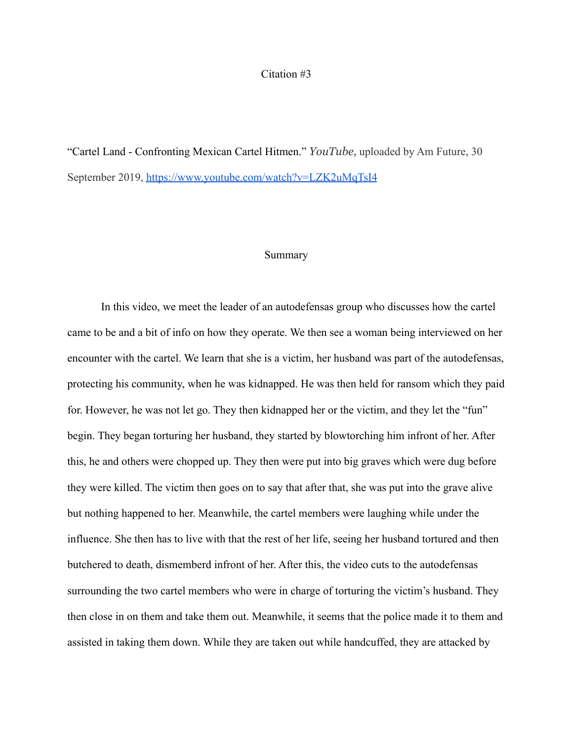Citation #3

"Cartel Land - Confronting Mexican Cartel Hitmen." *YouTube,* uploaded by Am Future, 30 September 2019, https://www.youtube.com/watch?v=LZK2uMqTsI4

Summary

In this video, we meet the leader of an autodefensas group who discusses how the cartel came to be and a bit of info on how they operate. We then see a woman being interviewed on her encounter with the cartel. We learn that she is a victim, her husband was part of the autodefensas, protecting his community, when he was kidnapped. He was then held for ransom which they paid for. However, he was not let go. They then kidnapped her or the victim, and they let the "fun" begin. They began torturing her husband, they started by blowtorching him infront of her. After this, he and others were chopped up. They then were put into big graves which were dug before they were killed. The victim then goes on to say that after that, she was put into the grave alive but nothing happened to her. Meanwhile, the cartel members were laughing while under the influence. She then has to live with that the rest of her life, seeing her husband tortured and then butchered to death, dismemberd infront of her. After this, the video cuts to the autodefensas surrounding the two cartel members who were in charge of torturing the victim's husband. They then close in on them and take them out. Meanwhile, it seems that the police made it to them and assisted in taking them down. While they are taken out while handcuffed, they are attacked by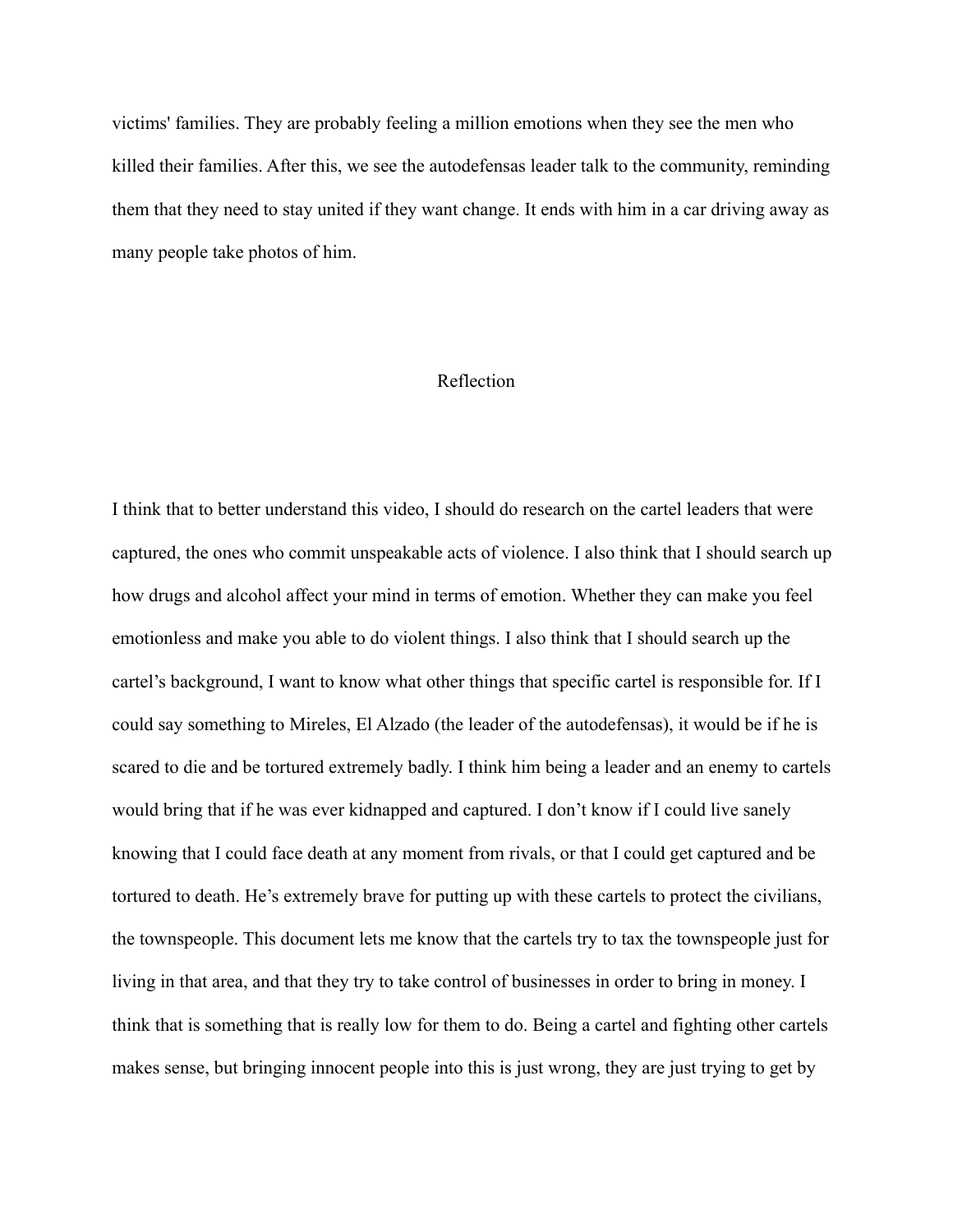victims' families. They are probably feeling a million emotions when they see the men who killed their families. After this, we see the autodefensas leader talk to the community, reminding them that they need to stay united if they want change. It ends with him in a car driving away as many people take photos of him.

## Reflection

I think that to better understand this video, I should do research on the cartel leaders that were captured, the ones who commit unspeakable acts of violence. I also think that I should search up how drugs and alcohol affect your mind in terms of emotion. Whether they can make you feel emotionless and make you able to do violent things. I also think that I should search up the cartel's background, I want to know what other things that specific cartel is responsible for. If I could say something to Mireles, El Alzado (the leader of the autodefensas), it would be if he is scared to die and be tortured extremely badly. I think him being a leader and an enemy to cartels would bring that if he was ever kidnapped and captured. I don't know if I could live sanely knowing that I could face death at any moment from rivals, or that I could get captured and be tortured to death. He's extremely brave for putting up with these cartels to protect the civilians, the townspeople. This document lets me know that the cartels try to tax the townspeople just for living in that area, and that they try to take control of businesses in order to bring in money. I think that is something that is really low for them to do. Being a cartel and fighting other cartels makes sense, but bringing innocent people into this is just wrong, they are just trying to get by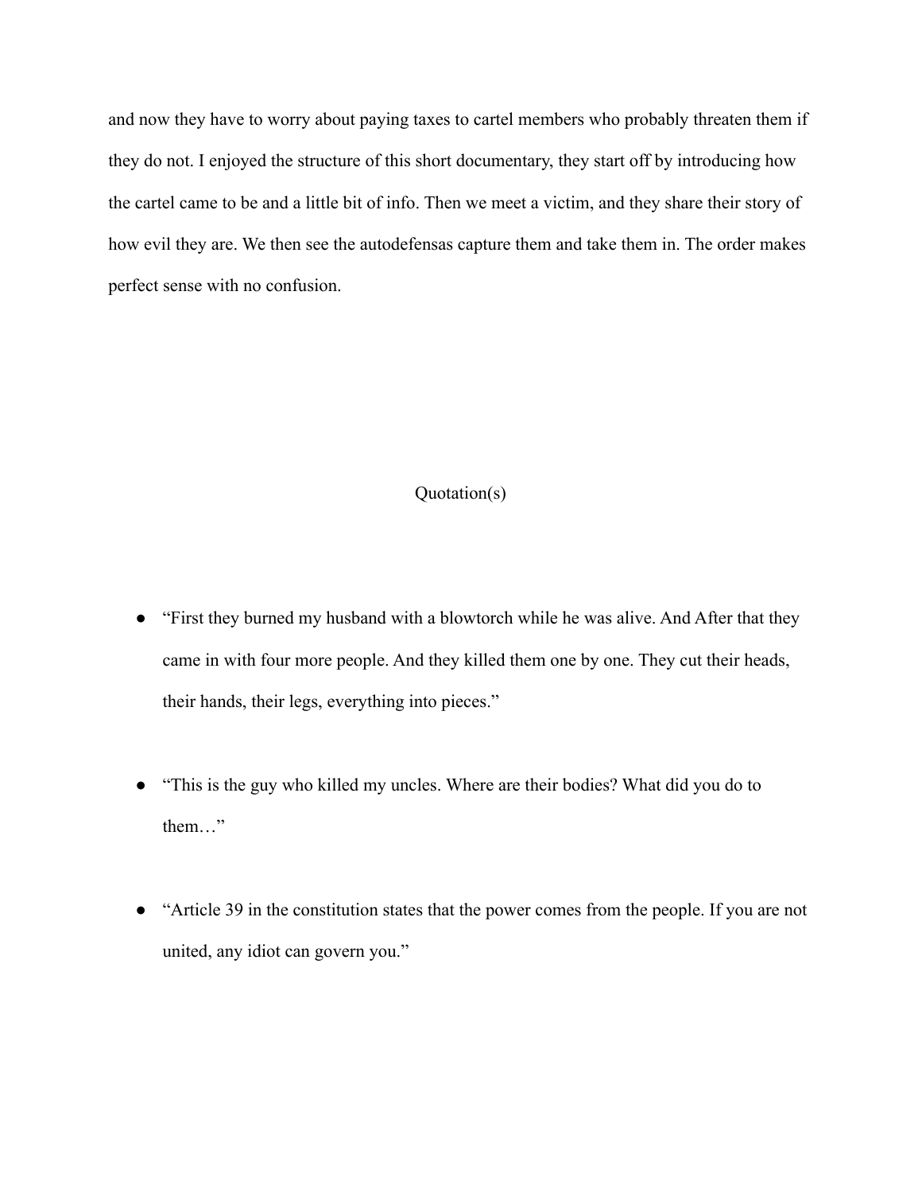and now they have to worry about paying taxes to cartel members who probably threaten them if they do not. I enjoyed the structure of this short documentary, they start off by introducing how the cartel came to be and a little bit of info. Then we meet a victim, and they share their story of how evil they are. We then see the autodefensas capture them and take them in. The order makes perfect sense with no confusion.

## Quotation(s)

- “First they burned my husband with a blowtorch while he was alive. And After that they came in with four more people. And they killed them one by one. They cut their heads, their hands, their legs, everything into pieces.”

- “This is the guy who killed my uncles. Where are their bodies? What did you do to them…”

- “Article 39 in the constitution states that the power comes from the people. If you are not united, any idiot can govern you.”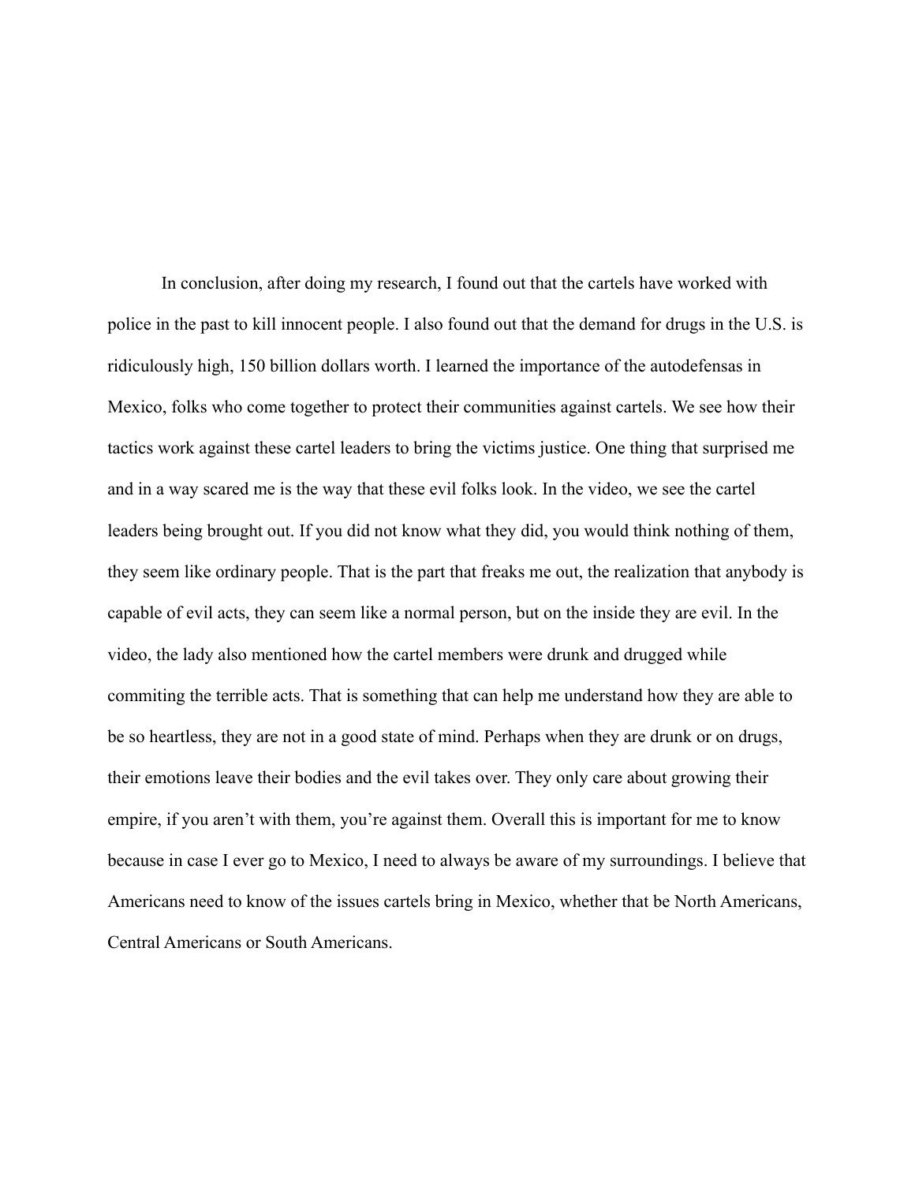In conclusion, after doing my research, I found out that the cartels have worked with police in the past to kill innocent people. I also found out that the demand for drugs in the U.S. is ridiculously high, 150 billion dollars worth. I learned the importance of the autodefensas in Mexico, folks who come together to protect their communities against cartels. We see how their tactics work against these cartel leaders to bring the victims justice. One thing that surprised me and in a way scared me is the way that these evil folks look. In the video, we see the cartel leaders being brought out. If you did not know what they did, you would think nothing of them, they seem like ordinary people. That is the part that freaks me out, the realization that anybody is capable of evil acts, they can seem like a normal person, but on the inside they are evil. In the video, the lady also mentioned how the cartel members were drunk and drugged while commiting the terrible acts. That is something that can help me understand how they are able to be so heartless, they are not in a good state of mind. Perhaps when they are drunk or on drugs, their emotions leave their bodies and the evil takes over. They only care about growing their empire, if you aren't with them, you're against them. Overall this is important for me to know because in case I ever go to Mexico, I need to always be aware of my surroundings. I believe that Americans need to know of the issues cartels bring in Mexico, whether that be North Americans, Central Americans or South Americans.